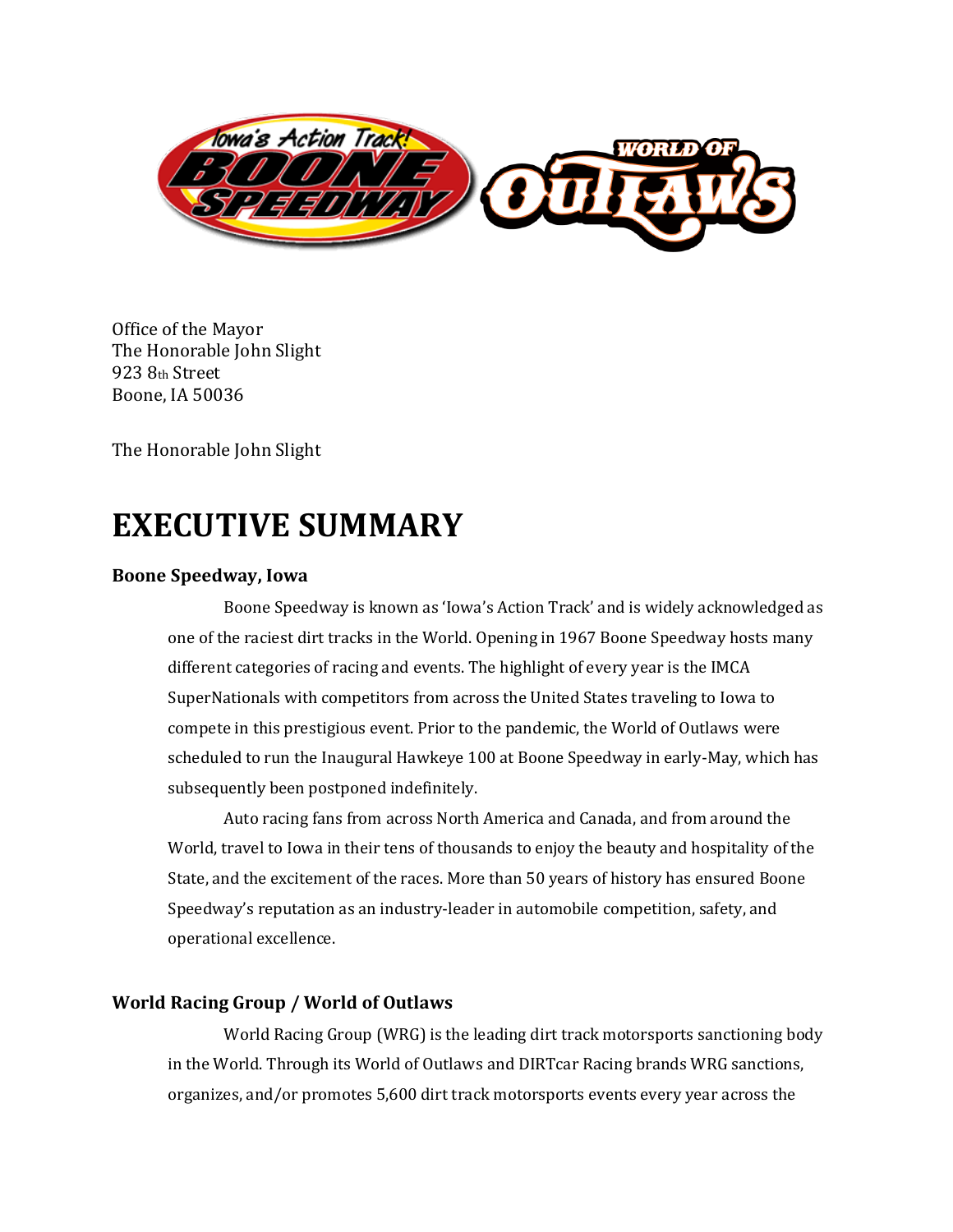Office of the Mayor
The Honorable John Slight
923 8th Street
Boone, IA 50036

The Honorable John Slight

# EXECUTIVE SUMMARY

### Boone Speedway, Iowa

Boone Speedway is known as 'Iowa's Action Track' and is widely acknowledged as one of the raciest dirt tracks in the World. Opening in 1967 Boone Speedway hosts many different categories of racing and events. The highlight of every year is the IMCA SuperNationals with competitors from across the United States traveling to Iowa to compete in this prestigious event. Prior to the pandemic, the World of Outlaws were scheduled to run the Inaugural Hawkeye 100 at Boone Speedway in early-May, which has subsequently been postponed indefinitely.

Auto racing fans from across North America and Canada, and from around the World, travel to Iowa in their tens of thousands to enjoy the beauty and hospitality of the State, and the excitement of the races. More than 50 years of history has ensured Boone Speedway's reputation as an industry-leader in automobile competition, safety, and operational excellence.

### World Racing Group / World of Outlaws

World Racing Group (WRG) is the leading dirt track motorsports sanctioning body in the World. Through its World of Outlaws and DIRTcar Racing brands WRG sanctions, organizes, and/or promotes 5,600 dirt track motorsports events every year across the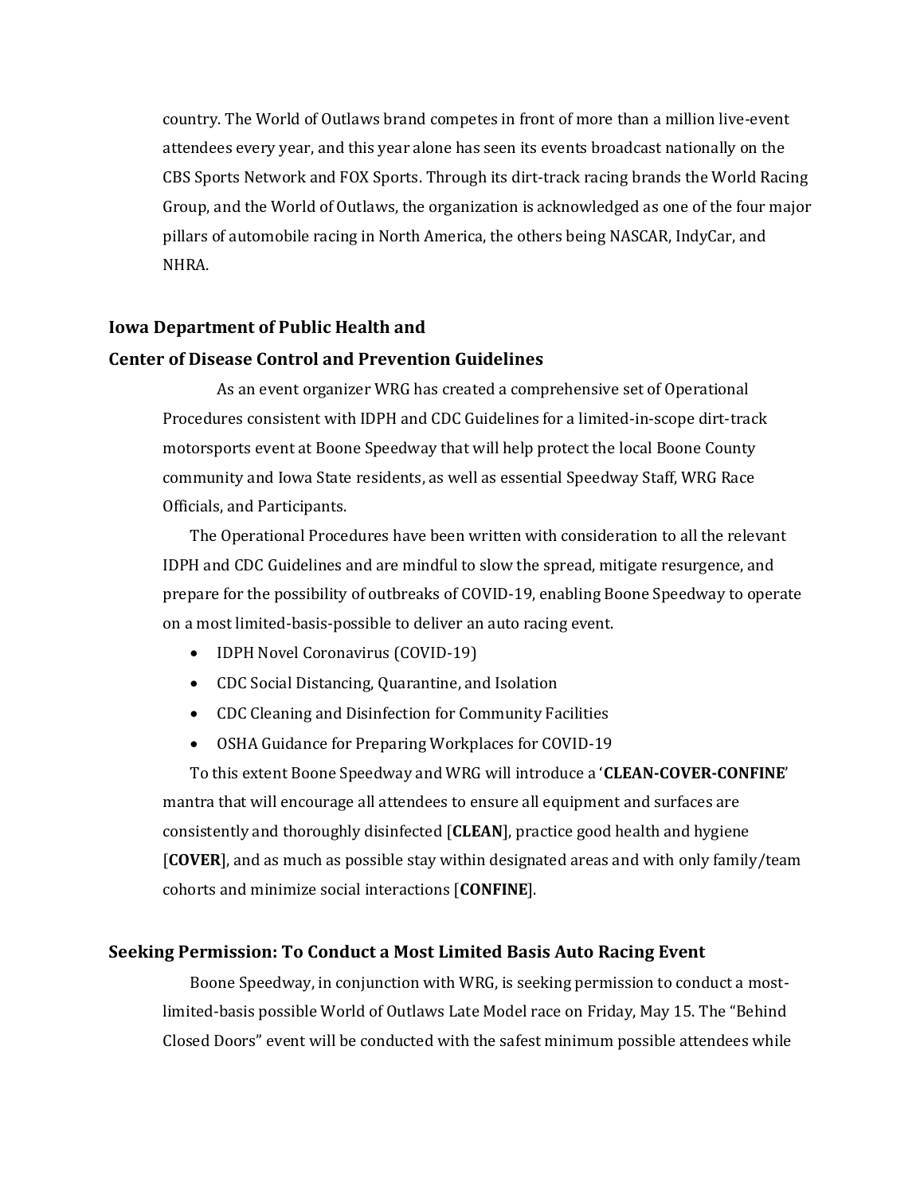country. The World of Outlaws brand competes in front of more than a million live-event attendees every year, and this year alone has seen its events broadcast nationally on the CBS Sports Network and FOX Sports. Through its dirt-track racing brands the World Racing Group, and the World of Outlaws, the organization is acknowledged as one of the four major pillars of automobile racing in North America, the others being NASCAR, IndyCar, and NHRA.

## Iowa Department of Public Health and Center of Disease Control and Prevention Guidelines

As an event organizer WRG has created a comprehensive set of Operational Procedures consistent with IDPH and CDC Guidelines for a limited-in-scope dirt-track motorsports event at Boone Speedway that will help protect the local Boone County community and Iowa State residents, as well as essential Speedway Staff, WRG Race Officials, and Participants.

The Operational Procedures have been written with consideration to all the relevant IDPH and CDC Guidelines and are mindful to slow the spread, mitigate resurgence, and prepare for the possibility of outbreaks of COVID-19, enabling Boone Speedway to operate on a most limited-basis-possible to deliver an auto racing event.

- IDPH Novel Coronavirus (COVID-19)
- CDC Social Distancing, Quarantine, and Isolation
- CDC Cleaning and Disinfection for Community Facilities
- OSHA Guidance for Preparing Workplaces for COVID-19

To this extent Boone Speedway and WRG will introduce a '**CLEAN-COVER-CONFINE**' mantra that will encourage all attendees to ensure all equipment and surfaces are consistently and thoroughly disinfected [**CLEAN**], practice good health and hygiene [**COVER**], and as much as possible stay within designated areas and with only family/team cohorts and minimize social interactions [**CONFINE**].

## Seeking Permission: To Conduct a Most Limited Basis Auto Racing Event

Boone Speedway, in conjunction with WRG, is seeking permission to conduct a most-limited-basis possible World of Outlaws Late Model race on Friday, May 15. The "Behind Closed Doors" event will be conducted with the safest minimum possible attendees while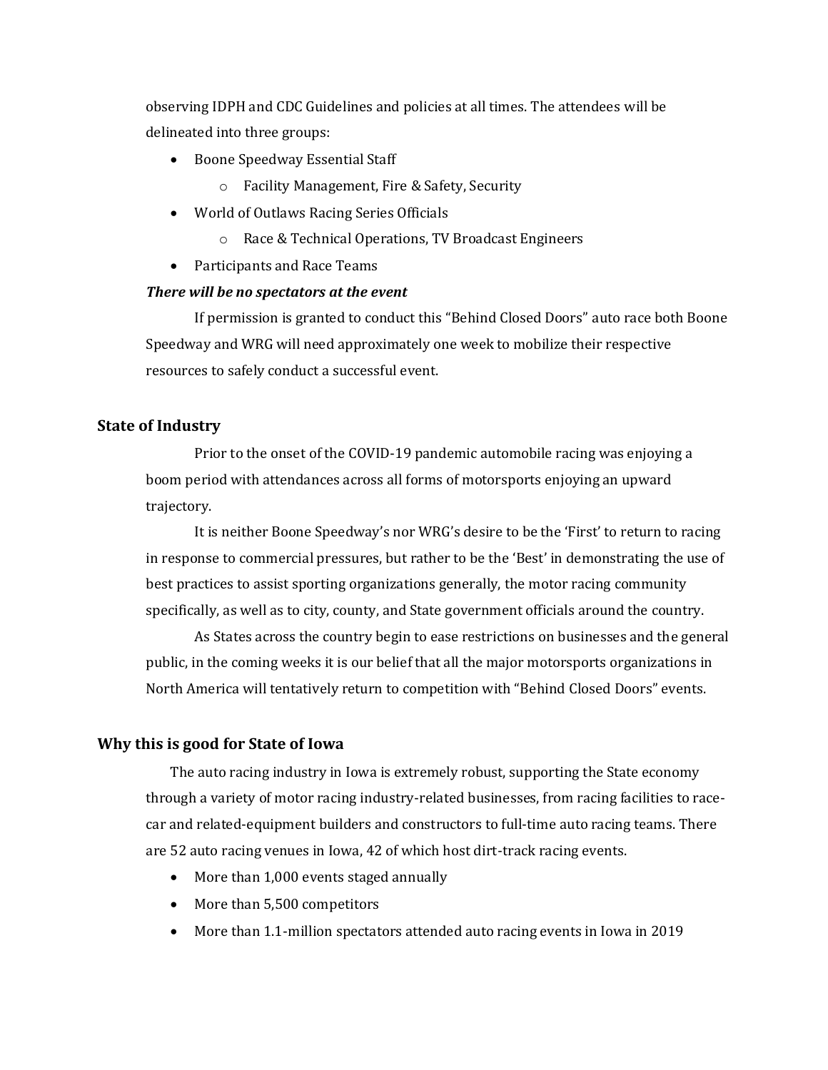observing IDPH and CDC Guidelines and policies at all times. The attendees will be delineated into three groups:

- Boone Speedway Essential Staff
  - Facility Management, Fire & Safety, Security
- World of Outlaws Racing Series Officials
  - Race & Technical Operations, TV Broadcast Engineers
- Participants and Race Teams

***There will be no spectators at the event***

If permission is granted to conduct this "Behind Closed Doors" auto race both Boone Speedway and WRG will need approximately one week to mobilize their respective resources to safely conduct a successful event.

## State of Industry

Prior to the onset of the COVID-19 pandemic automobile racing was enjoying a boom period with attendances across all forms of motorsports enjoying an upward trajectory.

It is neither Boone Speedway's nor WRG's desire to be the 'First' to return to racing in response to commercial pressures, but rather to be the 'Best' in demonstrating the use of best practices to assist sporting organizations generally, the motor racing community specifically, as well as to city, county, and State government officials around the country.

As States across the country begin to ease restrictions on businesses and the general public, in the coming weeks it is our belief that all the major motorsports organizations in North America will tentatively return to competition with "Behind Closed Doors" events.

## Why this is good for State of Iowa

The auto racing industry in Iowa is extremely robust, supporting the State economy through a variety of motor racing industry-related businesses, from racing facilities to race-car and related-equipment builders and constructors to full-time auto racing teams. There are 52 auto racing venues in Iowa, 42 of which host dirt-track racing events.

- More than 1,000 events staged annually
- More than 5,500 competitors
- More than 1.1-million spectators attended auto racing events in Iowa in 2019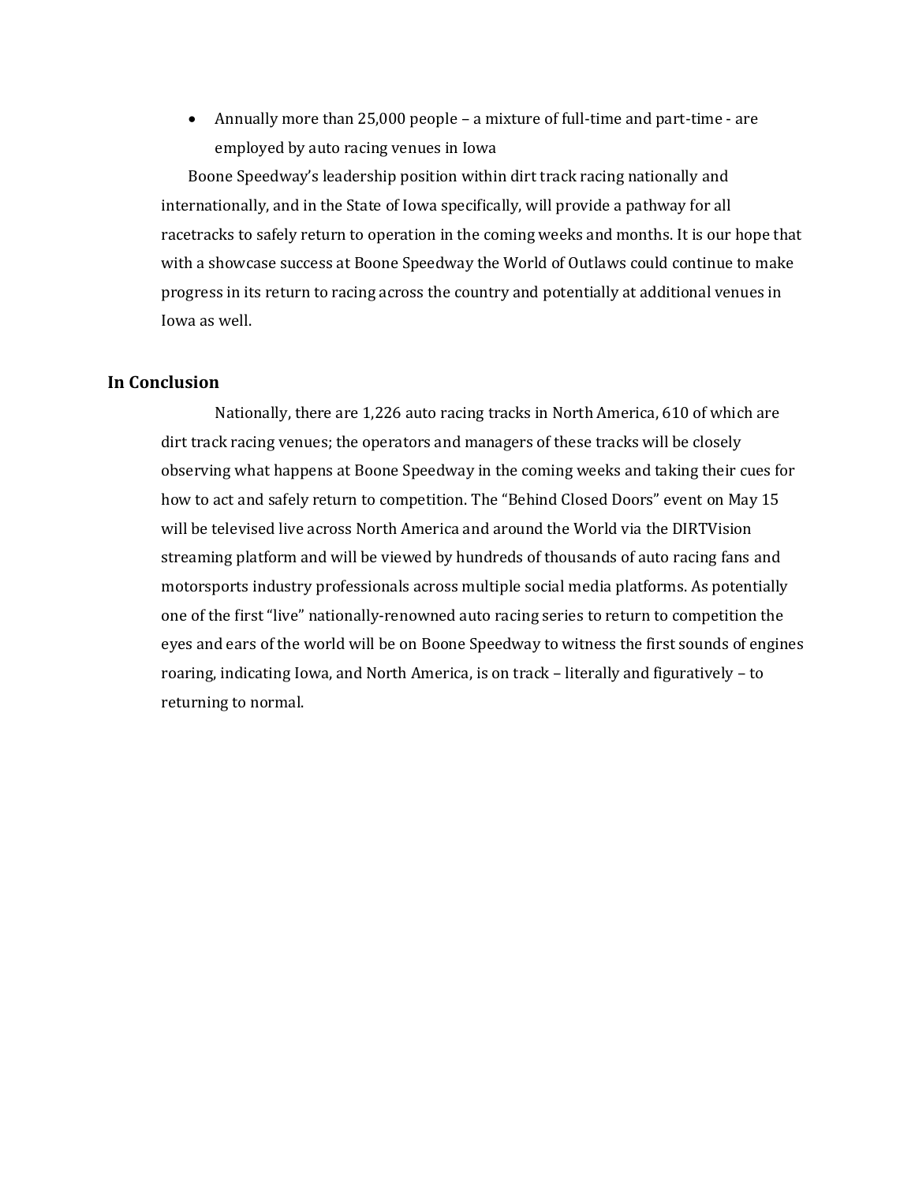- Annually more than 25,000 people – a mixture of full-time and part-time - are employed by auto racing venues in Iowa

Boone Speedway's leadership position within dirt track racing nationally and internationally, and in the State of Iowa specifically, will provide a pathway for all racetracks to safely return to operation in the coming weeks and months. It is our hope that with a showcase success at Boone Speedway the World of Outlaws could continue to make progress in its return to racing across the country and potentially at additional venues in Iowa as well.

### In Conclusion

Nationally, there are 1,226 auto racing tracks in North America, 610 of which are dirt track racing venues; the operators and managers of these tracks will be closely observing what happens at Boone Speedway in the coming weeks and taking their cues for how to act and safely return to competition. The "Behind Closed Doors" event on May 15 will be televised live across North America and around the World via the DIRTVision streaming platform and will be viewed by hundreds of thousands of auto racing fans and motorsports industry professionals across multiple social media platforms. As potentially one of the first "live" nationally-renowned auto racing series to return to competition the eyes and ears of the world will be on Boone Speedway to witness the first sounds of engines roaring, indicating Iowa, and North America, is on track – literally and figuratively – to returning to normal.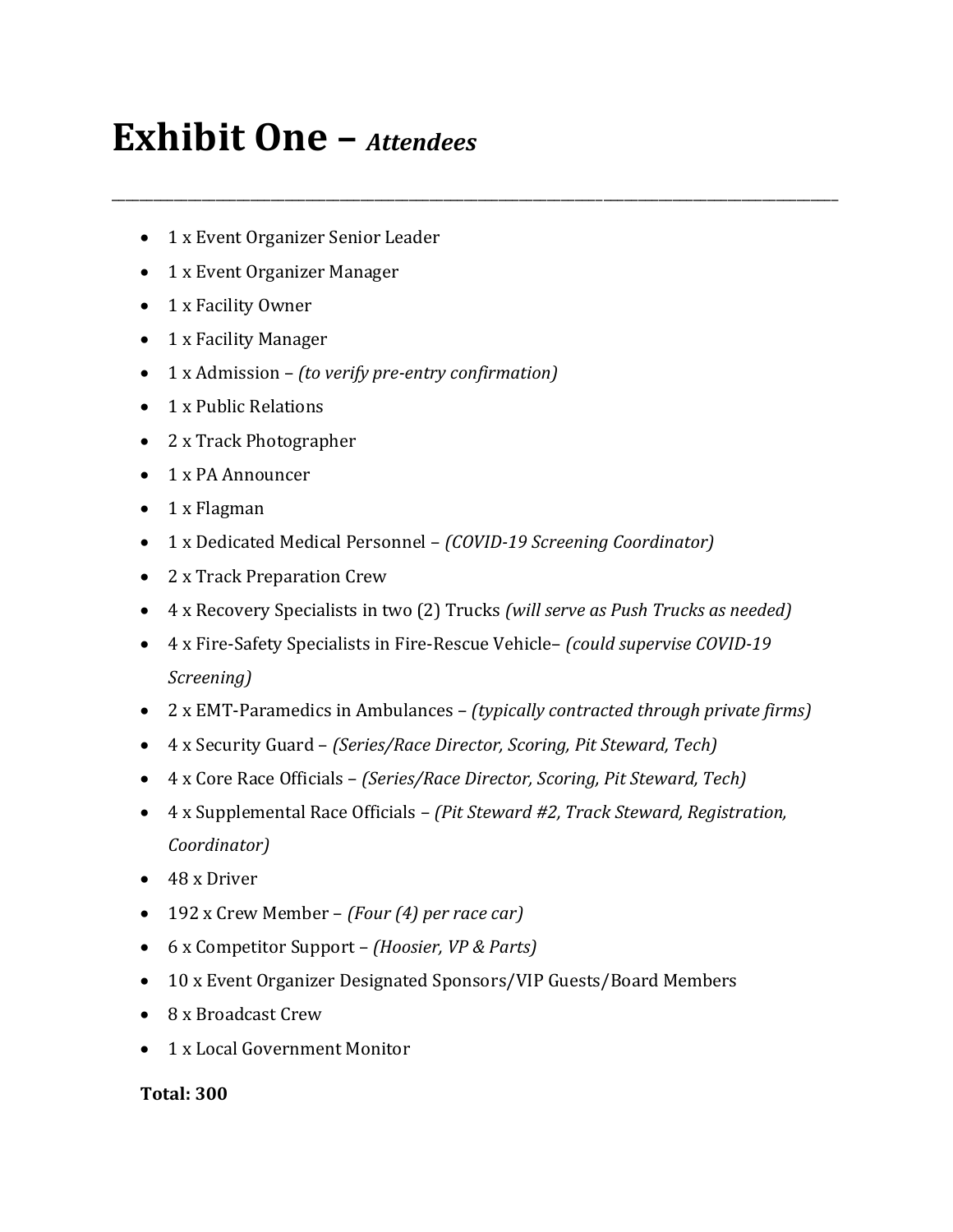# Exhibit One – *Attendees*

---

- 1 x Event Organizer Senior Leader
- 1 x Event Organizer Manager
- 1 x Facility Owner
- 1 x Facility Manager
- 1 x Admission – *(to verify pre-entry confirmation)*
- 1 x Public Relations
- 2 x Track Photographer
- 1 x PA Announcer
- 1 x Flagman
- 1 x Dedicated Medical Personnel – *(COVID-19 Screening Coordinator)*
- 2 x Track Preparation Crew
- 4 x Recovery Specialists in two (2) Trucks *(will serve as Push Trucks as needed)*
- 4 x Fire-Safety Specialists in Fire-Rescue Vehicle– *(could supervise COVID-19 Screening)*
- 2 x EMT-Paramedics in Ambulances – *(typically contracted through private firms)*
- 4 x Security Guard – *(Series/Race Director, Scoring, Pit Steward, Tech)*
- 4 x Core Race Officials – *(Series/Race Director, Scoring, Pit Steward, Tech)*
- 4 x Supplemental Race Officials – *(Pit Steward #2, Track Steward, Registration, Coordinator)*
- 48 x Driver
- 192 x Crew Member – *(Four (4) per race car)*
- 6 x Competitor Support – *(Hoosier, VP & Parts)*
- 10 x Event Organizer Designated Sponsors/VIP Guests/Board Members
- 8 x Broadcast Crew
- 1 x Local Government Monitor

**Total: 300**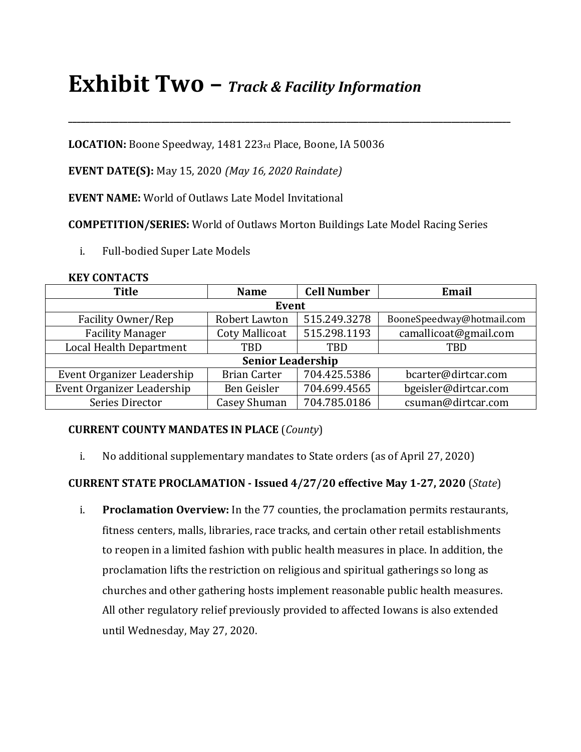# Exhibit Two – *Track & Facility Information*

---

**LOCATION:** Boone Speedway, 1481 223rd Place, Boone, IA 50036

**EVENT DATE(S):** May 15, 2020 *(May 16, 2020 Raindate)*

**EVENT NAME:** World of Outlaws Late Model Invitational

**COMPETITION/SERIES:** World of Outlaws Morton Buildings Late Model Racing Series

i. Full-bodied Super Late Models

**KEY CONTACTS**

| Title | Name | Cell Number | Email |
|---|---|---|---|
| **Event** | | | |
| Facility Owner/Rep | Robert Lawton | 515.249.3278 | BooneSpeedway@hotmail.com |
| Facility Manager | Coty Mallicoat | 515.298.1193 | camallicoat@gmail.com |
| Local Health Department | TBD | TBD | TBD |
| **Senior Leadership** | | | |
| Event Organizer Leadership | Brian Carter | 704.425.5386 | bcarter@dirtcar.com |
| Event Organizer Leadership | Ben Geisler | 704.699.4565 | bgeisler@dirtcar.com |
| Series Director | Casey Shuman | 704.785.0186 | csuman@dirtcar.com |

**CURRENT COUNTY MANDATES IN PLACE** (*County*)

i. No additional supplementary mandates to State orders (as of April 27, 2020)

**CURRENT STATE PROCLAMATION - Issued 4/27/20 effective May 1-27, 2020** (*State*)

i. **Proclamation Overview:** In the 77 counties, the proclamation permits restaurants, fitness centers, malls, libraries, race tracks, and certain other retail establishments to reopen in a limited fashion with public health measures in place. In addition, the proclamation lifts the restriction on religious and spiritual gatherings so long as churches and other gathering hosts implement reasonable public health measures. All other regulatory relief previously provided to affected Iowans is also extended until Wednesday, May 27, 2020.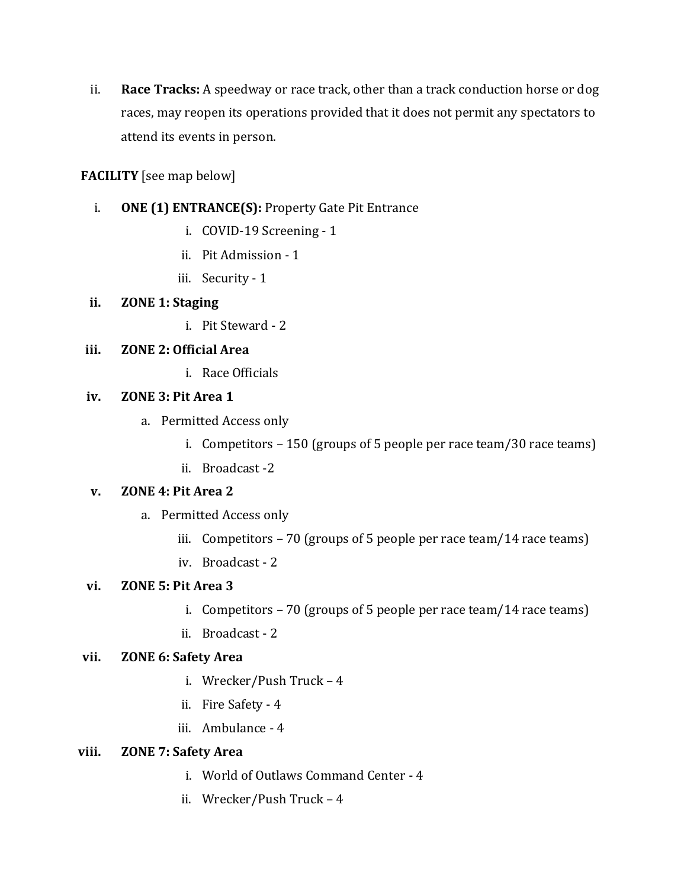ii. **Race Tracks:** A speedway or race track, other than a track conduction horse or dog races, may reopen its operations provided that it does not permit any spectators to attend its events in person.

**FACILITY** [see map below]

i. **ONE (1) ENTRANCE(S):** Property Gate Pit Entrance
   - i. COVID-19 Screening - 1
   - ii. Pit Admission - 1
   - iii. Security - 1

ii. **ZONE 1: Staging**
   - i. Pit Steward - 2

iii. **ZONE 2: Official Area**
   - i. Race Officials

iv. **ZONE 3: Pit Area 1**
   - a. Permitted Access only
     - i. Competitors – 150 (groups of 5 people per race team/30 race teams)
     - ii. Broadcast -2

v. **ZONE 4: Pit Area 2**
   - a. Permitted Access only
     - iii. Competitors – 70 (groups of 5 people per race team/14 race teams)
     - iv. Broadcast - 2

vi. **ZONE 5: Pit Area 3**
   - i. Competitors – 70 (groups of 5 people per race team/14 race teams)
   - ii. Broadcast - 2

vii. **ZONE 6: Safety Area**
   - i. Wrecker/Push Truck – 4
   - ii. Fire Safety - 4
   - iii. Ambulance - 4

viii. **ZONE 7: Safety Area**
   - i. World of Outlaws Command Center - 4
   - ii. Wrecker/Push Truck – 4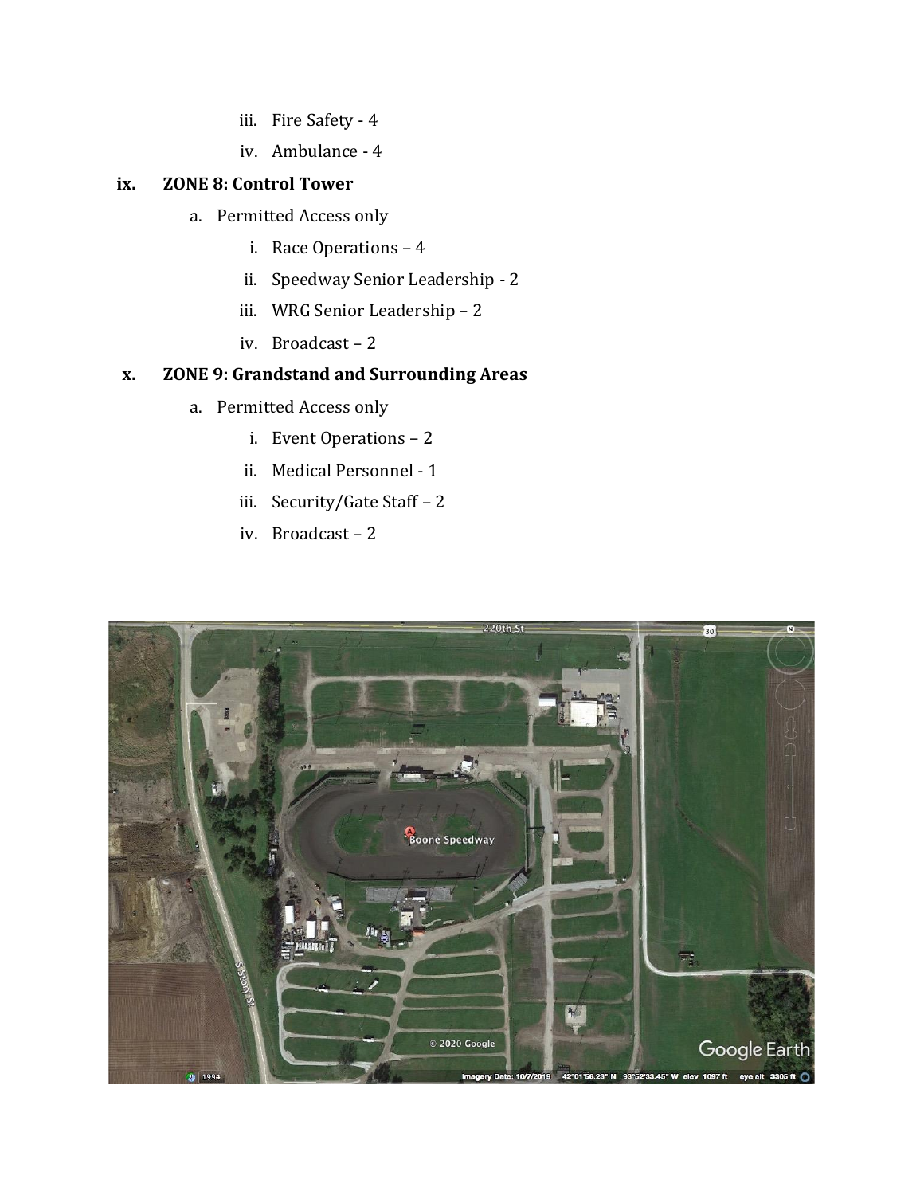iii. Fire Safety - 4

iv. Ambulance - 4

**ix. ZONE 8: Control Tower**

a. Permitted Access only

i. Race Operations – 4

ii. Speedway Senior Leadership - 2

iii. WRG Senior Leadership – 2

iv. Broadcast – 2

**x. ZONE 9: Grandstand and Surrounding Areas**

a. Permitted Access only

i. Event Operations – 2

ii. Medical Personnel - 1

iii. Security/Gate Staff – 2

iv. Broadcast – 2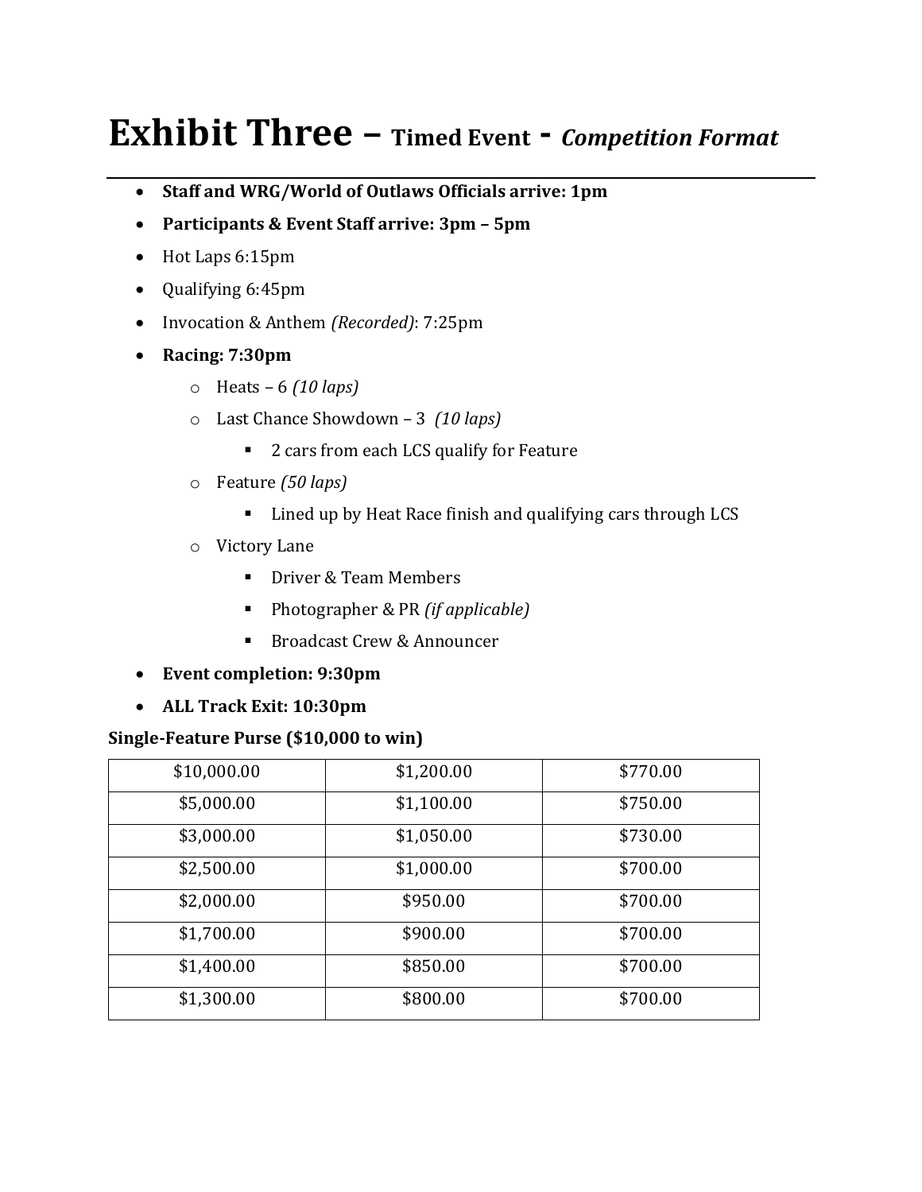# Exhibit Three – Timed Event - *Competition Format*

- **Staff and WRG/World of Outlaws Officials arrive: 1pm**
- **Participants & Event Staff arrive: 3pm – 5pm**
- Hot Laps 6:15pm
- Qualifying 6:45pm
- Invocation & Anthem *(Recorded)*: 7:25pm
- **Racing: 7:30pm**
  - Heats – 6 *(10 laps)*
  - Last Chance Showdown – 3 *(10 laps)*
    - 2 cars from each LCS qualify for Feature
  - Feature *(50 laps)*
    - Lined up by Heat Race finish and qualifying cars through LCS
  - Victory Lane
    - Driver & Team Members
    - Photographer & PR *(if applicable)*
    - Broadcast Crew & Announcer
- **Event completion: 9:30pm**
- **ALL Track Exit: 10:30pm**

**Single-Feature Purse ($10,000 to win)**

| | | |
|---|---|---|
| $10,000.00 | $1,200.00 | $770.00 |
| $5,000.00 | $1,100.00 | $750.00 |
| $3,000.00 | $1,050.00 | $730.00 |
| $2,500.00 | $1,000.00 | $700.00 |
| $2,000.00 | $950.00 | $700.00 |
| $1,700.00 | $900.00 | $700.00 |
| $1,400.00 | $850.00 | $700.00 |
| $1,300.00 | $800.00 | $700.00 |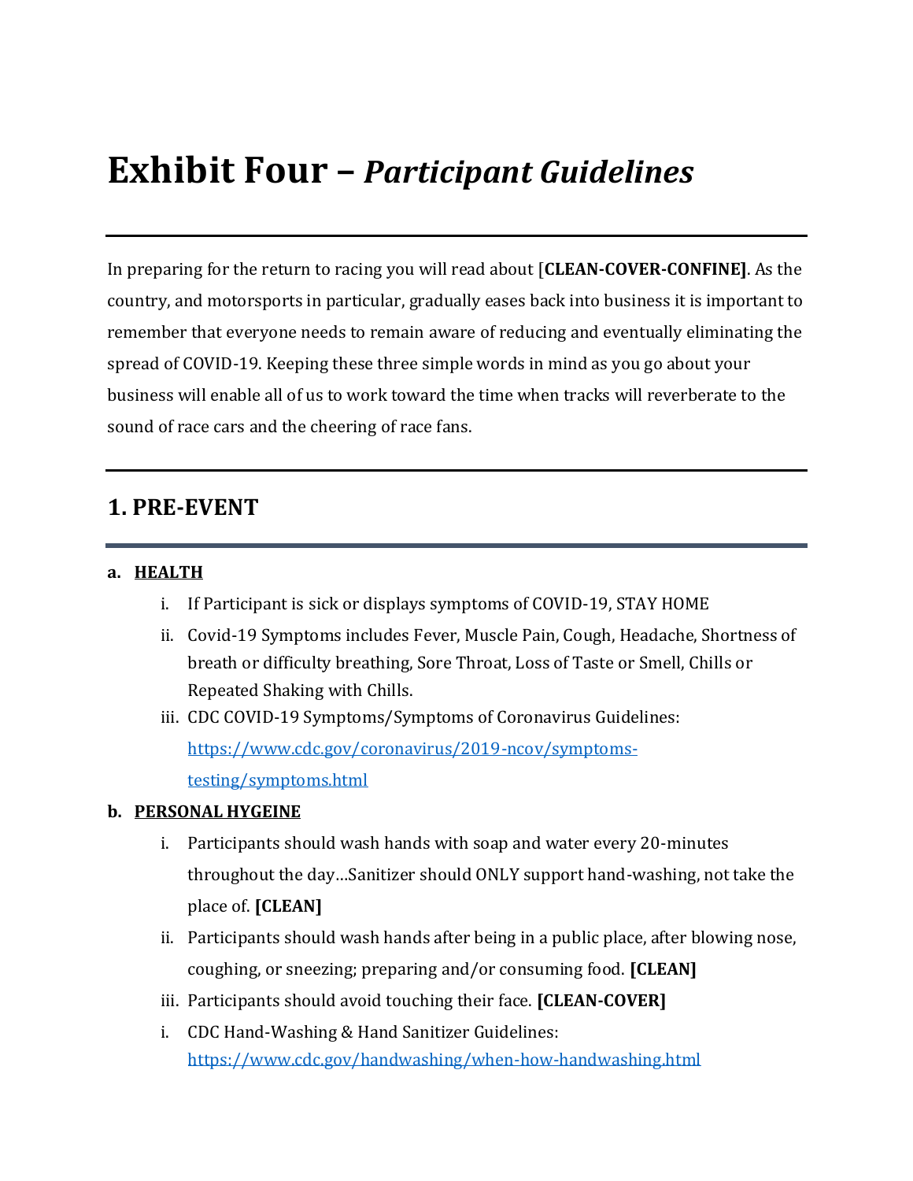# Exhibit Four – *Participant Guidelines*

---

In preparing for the return to racing you will read about [**CLEAN-COVER-CONFINE]**. As the country, and motorsports in particular, gradually eases back into business it is important to remember that everyone needs to remain aware of reducing and eventually eliminating the spread of COVID-19. Keeping these three simple words in mind as you go about your business will enable all of us to work toward the time when tracks will reverberate to the sound of race cars and the cheering of race fans.

---

## 1. PRE-EVENT

**a. <u>HEALTH</u>**

i. If Participant is sick or displays symptoms of COVID-19, STAY HOME

ii. Covid-19 Symptoms includes Fever, Muscle Pain, Cough, Headache, Shortness of breath or difficulty breathing, Sore Throat, Loss of Taste or Smell, Chills or Repeated Shaking with Chills.

iii. CDC COVID-19 Symptoms/Symptoms of Coronavirus Guidelines: [https://www.cdc.gov/coronavirus/2019-ncov/symptoms-testing/symptoms.html](https://www.cdc.gov/coronavirus/2019-ncov/symptoms-testing/symptoms.html)

**b. <u>PERSONAL HYGEINE</u>**

i. Participants should wash hands with soap and water every 20-minutes throughout the day…Sanitizer should ONLY support hand-washing, not take the place of. **[CLEAN]**

ii. Participants should wash hands after being in a public place, after blowing nose, coughing, or sneezing; preparing and/or consuming food. **[CLEAN]**

iii. Participants should avoid touching their face. **[CLEAN-COVER]**

i. CDC Hand-Washing & Hand Sanitizer Guidelines: [https://www.cdc.gov/handwashing/when-how-handwashing.html](https://www.cdc.gov/handwashing/when-how-handwashing.html)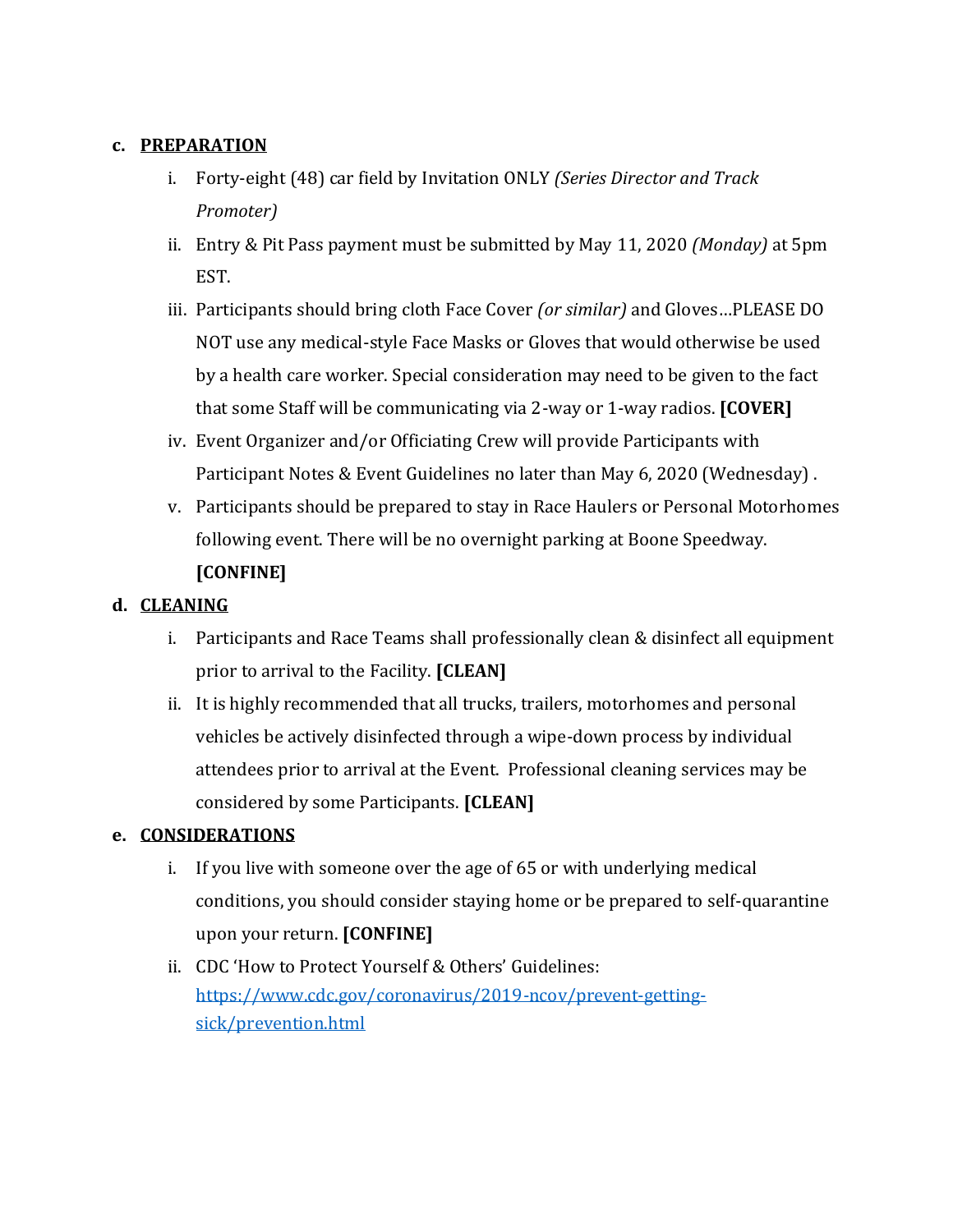c. **<u>PREPARATION</u>**

   i. Forty-eight (48) car field by Invitation ONLY *(Series Director and Track Promoter)*

   ii. Entry & Pit Pass payment must be submitted by May 11, 2020 *(Monday)* at 5pm EST.

   iii. Participants should bring cloth Face Cover *(or similar)* and Gloves…PLEASE DO NOT use any medical-style Face Masks or Gloves that would otherwise be used by a health care worker. Special consideration may need to be given to the fact that some Staff will be communicating via 2-way or 1-way radios. **[COVER]**

   iv. Event Organizer and/or Officiating Crew will provide Participants with Participant Notes & Event Guidelines no later than May 6, 2020 (Wednesday) .

   v. Participants should be prepared to stay in Race Haulers or Personal Motorhomes following event. There will be no overnight parking at Boone Speedway. **[CONFINE]**

d. **<u>CLEANING</u>**

   i. Participants and Race Teams shall professionally clean & disinfect all equipment prior to arrival to the Facility. **[CLEAN]**

   ii. It is highly recommended that all trucks, trailers, motorhomes and personal vehicles be actively disinfected through a wipe-down process by individual attendees prior to arrival at the Event. Professional cleaning services may be considered by some Participants. **[CLEAN]**

e. **<u>CONSIDERATIONS</u>**

   i. If you live with someone over the age of 65 or with underlying medical conditions, you should consider staying home or be prepared to self-quarantine upon your return. **[CONFINE]**

   ii. CDC 'How to Protect Yourself & Others' Guidelines: https://www.cdc.gov/coronavirus/2019-ncov/prevent-getting-sick/prevention.html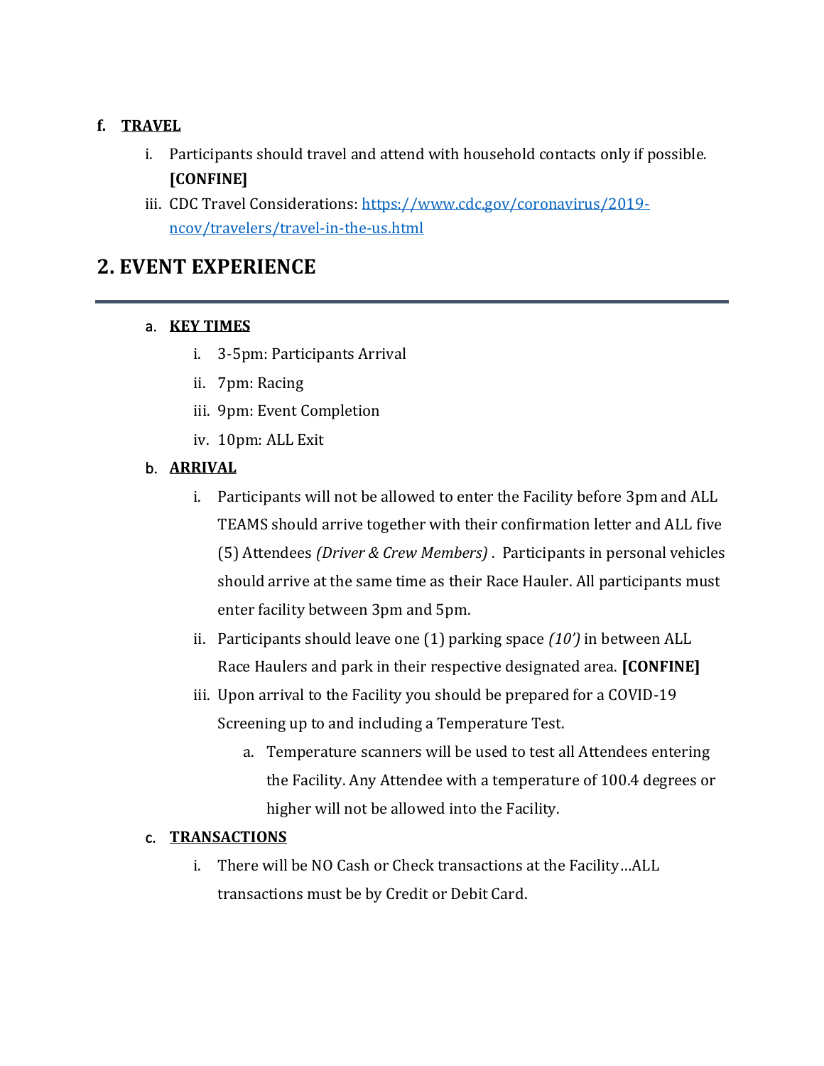**f. TRAVEL**

i. Participants should travel and attend with household contacts only if possible. **[CONFINE]**

iii. CDC Travel Considerations: [https://www.cdc.gov/coronavirus/2019-ncov/travelers/travel-in-the-us.html](https://www.cdc.gov/coronavirus/2019-ncov/travelers/travel-in-the-us.html)

## 2. EVENT EXPERIENCE

a. **KEY TIMES**

i. 3-5pm: Participants Arrival

ii. 7pm: Racing

iii. 9pm: Event Completion

iv. 10pm: ALL Exit

b. **ARRIVAL**

i. Participants will not be allowed to enter the Facility before 3pm and ALL TEAMS should arrive together with their confirmation letter and ALL five (5) Attendees *(Driver & Crew Members)* . Participants in personal vehicles should arrive at the same time as their Race Hauler. All participants must enter facility between 3pm and 5pm.

ii. Participants should leave one (1) parking space *(10')* in between ALL Race Haulers and park in their respective designated area. **[CONFINE]**

iii. Upon arrival to the Facility you should be prepared for a COVID-19 Screening up to and including a Temperature Test.

a. Temperature scanners will be used to test all Attendees entering the Facility. Any Attendee with a temperature of 100.4 degrees or higher will not be allowed into the Facility.

c. **TRANSACTIONS**

i. There will be NO Cash or Check transactions at the Facility…ALL transactions must be by Credit or Debit Card.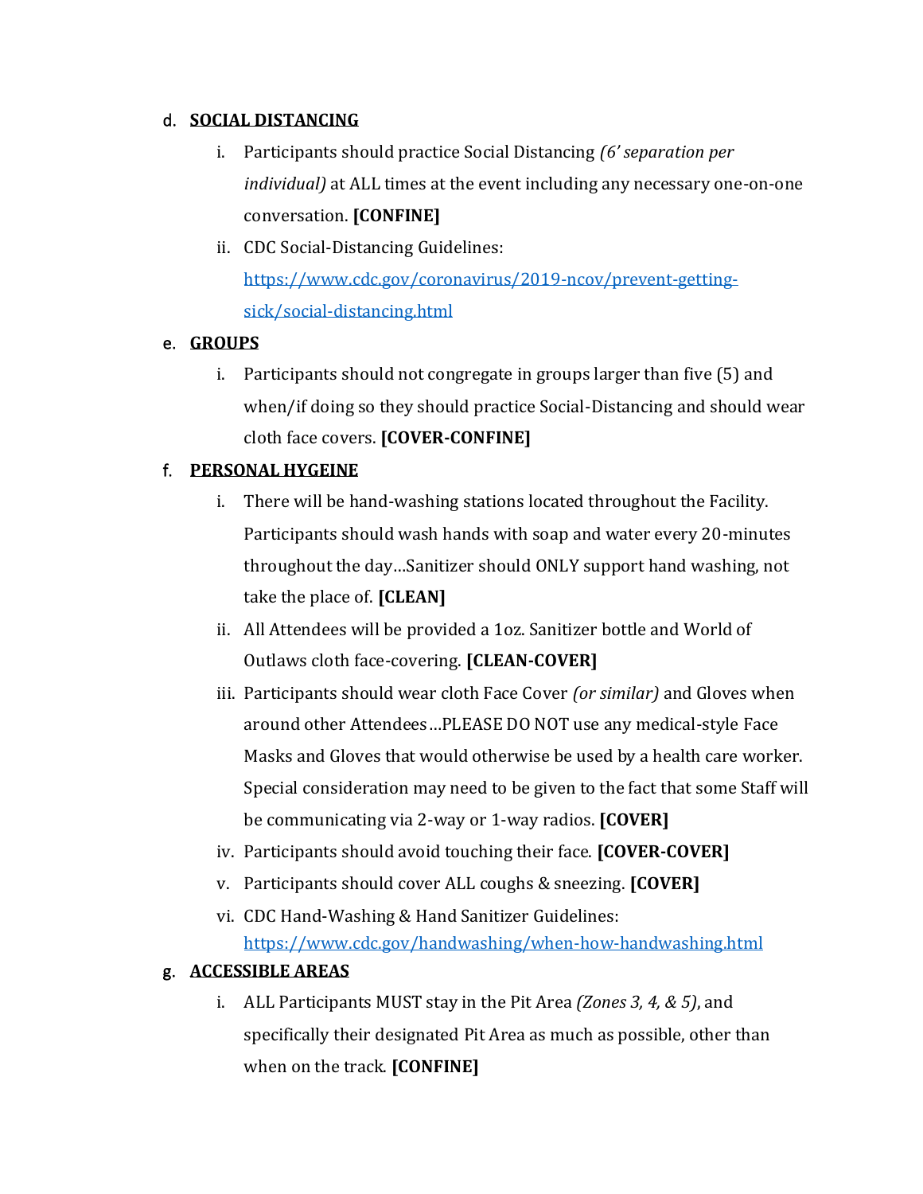d. **<u>SOCIAL DISTANCING</u>**

   i. Participants should practice Social Distancing *(6' separation per individual)* at ALL times at the event including any necessary one-on-one conversation. **[CONFINE]**

   ii. CDC Social-Distancing Guidelines: [https://www.cdc.gov/coronavirus/2019-ncov/prevent-getting-sick/social-distancing.html](https://www.cdc.gov/coronavirus/2019-ncov/prevent-getting-sick/social-distancing.html)

e. **<u>GROUPS</u>**

   i. Participants should not congregate in groups larger than five (5) and when/if doing so they should practice Social-Distancing and should wear cloth face covers. **[COVER-CONFINE]**

f. **<u>PERSONAL HYGEINE</u>**

   i. There will be hand-washing stations located throughout the Facility. Participants should wash hands with soap and water every 20-minutes throughout the day…Sanitizer should ONLY support hand washing, not take the place of. **[CLEAN]**

   ii. All Attendees will be provided a 1oz. Sanitizer bottle and World of Outlaws cloth face-covering. **[CLEAN-COVER]**

   iii. Participants should wear cloth Face Cover *(or similar)* and Gloves when around other Attendees…PLEASE DO NOT use any medical-style Face Masks and Gloves that would otherwise be used by a health care worker. Special consideration may need to be given to the fact that some Staff will be communicating via 2-way or 1-way radios. **[COVER]**

   iv. Participants should avoid touching their face. **[COVER-COVER]**

   v. Participants should cover ALL coughs & sneezing. **[COVER]**

   vi. CDC Hand-Washing & Hand Sanitizer Guidelines: [https://www.cdc.gov/handwashing/when-how-handwashing.html](https://www.cdc.gov/handwashing/when-how-handwashing.html)

g. **<u>ACCESSIBLE AREAS</u>**

   i. ALL Participants MUST stay in the Pit Area *(Zones 3, 4, & 5)*, and specifically their designated Pit Area as much as possible, other than when on the track. **[CONFINE]**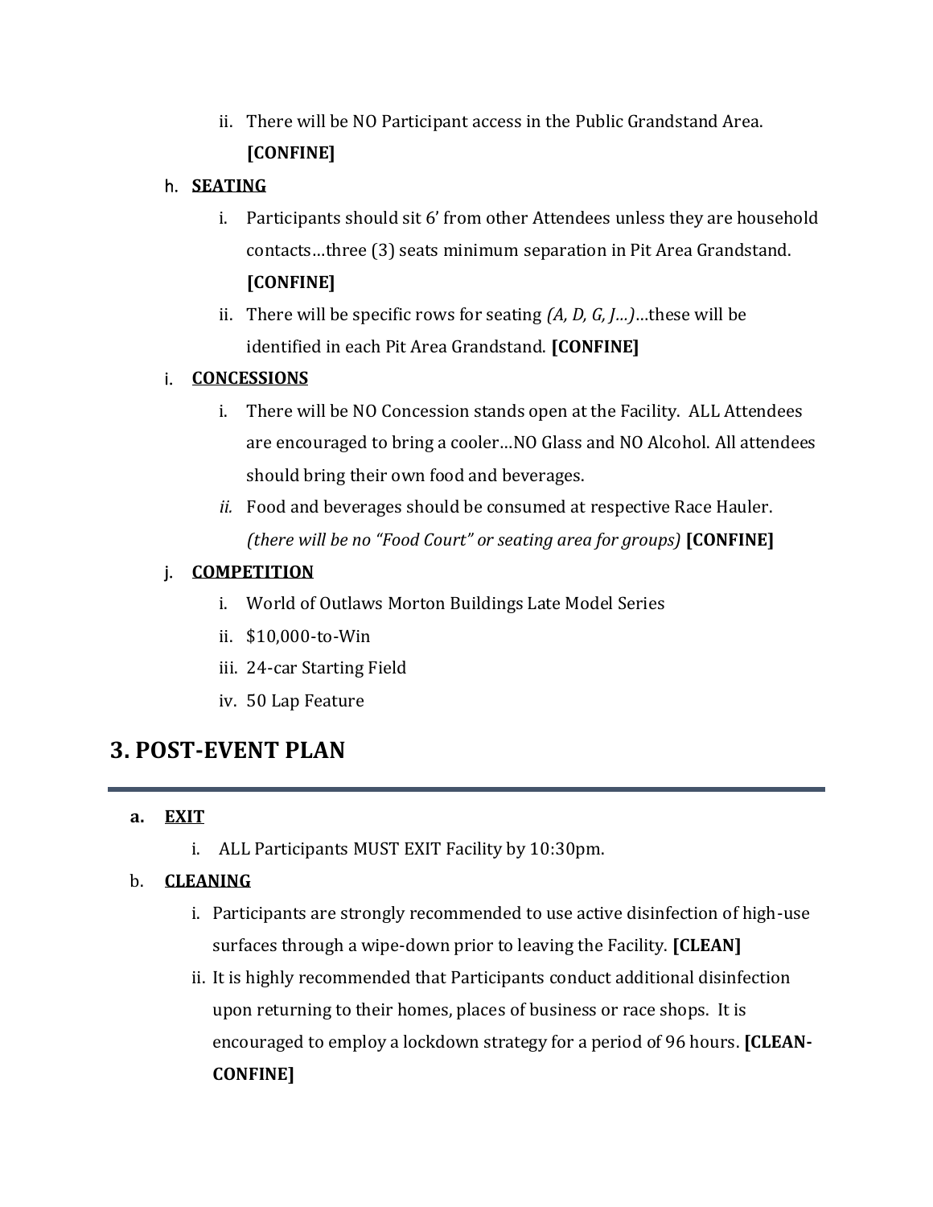ii. There will be NO Participant access in the Public Grandstand Area. **[CONFINE]**

h. **SEATING**

  i. Participants should sit 6' from other Attendees unless they are household contacts…three (3) seats minimum separation in Pit Area Grandstand. **[CONFINE]**

  ii. There will be specific rows for seating *(A, D, G, J…)*…these will be identified in each Pit Area Grandstand. **[CONFINE]**

i. **CONCESSIONS**

  i. There will be NO Concession stands open at the Facility. ALL Attendees are encouraged to bring a cooler…NO Glass and NO Alcohol. All attendees should bring their own food and beverages.

  *ii.* Food and beverages should be consumed at respective Race Hauler. *(there will be no "Food Court" or seating area for groups)* **[CONFINE]**

j. **COMPETITION**

  i. World of Outlaws Morton Buildings Late Model Series

  ii. $10,000-to-Win

  iii. 24-car Starting Field

  iv. 50 Lap Feature

# 3. POST-EVENT PLAN

**a. EXIT**

  i. ALL Participants MUST EXIT Facility by 10:30pm.

b. **CLEANING**

  i. Participants are strongly recommended to use active disinfection of high-use surfaces through a wipe-down prior to leaving the Facility. **[CLEAN]**

  ii. It is highly recommended that Participants conduct additional disinfection upon returning to their homes, places of business or race shops. It is encouraged to employ a lockdown strategy for a period of 96 hours. **[CLEAN-CONFINE]**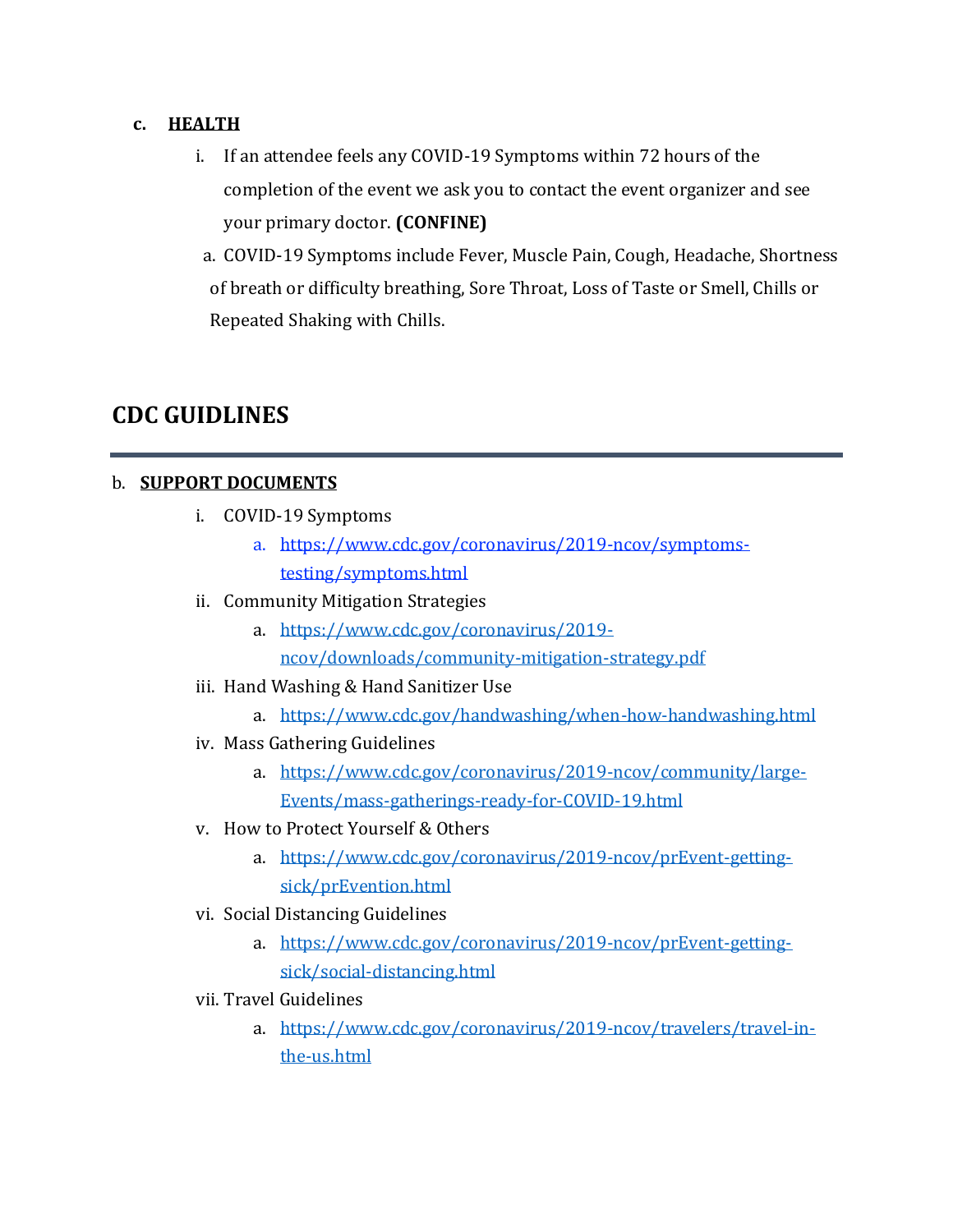c. **<u>HEALTH</u>**

   i. If an attendee feels any COVID-19 Symptoms within 72 hours of the completion of the event we ask you to contact the event organizer and see your primary doctor. **(CONFINE)**

   a. COVID-19 Symptoms include Fever, Muscle Pain, Cough, Headache, Shortness of breath or difficulty breathing, Sore Throat, Loss of Taste or Smell, Chills or Repeated Shaking with Chills.

## CDC GUIDLINES

---

b. **<u>SUPPORT DOCUMENTS</u>**

   i. COVID-19 Symptoms
      a. https://www.cdc.gov/coronavirus/2019-ncov/symptoms-testing/symptoms.html

   ii. Community Mitigation Strategies
      a. https://www.cdc.gov/coronavirus/2019-ncov/downloads/community-mitigation-strategy.pdf

   iii. Hand Washing & Hand Sanitizer Use
      a. https://www.cdc.gov/handwashing/when-how-handwashing.html

   iv. Mass Gathering Guidelines
      a. https://www.cdc.gov/coronavirus/2019-ncov/community/large-Events/mass-gatherings-ready-for-COVID-19.html

   v. How to Protect Yourself & Others
      a. https://www.cdc.gov/coronavirus/2019-ncov/prEvent-getting-sick/prEvention.html

   vi. Social Distancing Guidelines
      a. https://www.cdc.gov/coronavirus/2019-ncov/prEvent-getting-sick/social-distancing.html

   vii. Travel Guidelines
      a. https://www.cdc.gov/coronavirus/2019-ncov/travelers/travel-in-the-us.html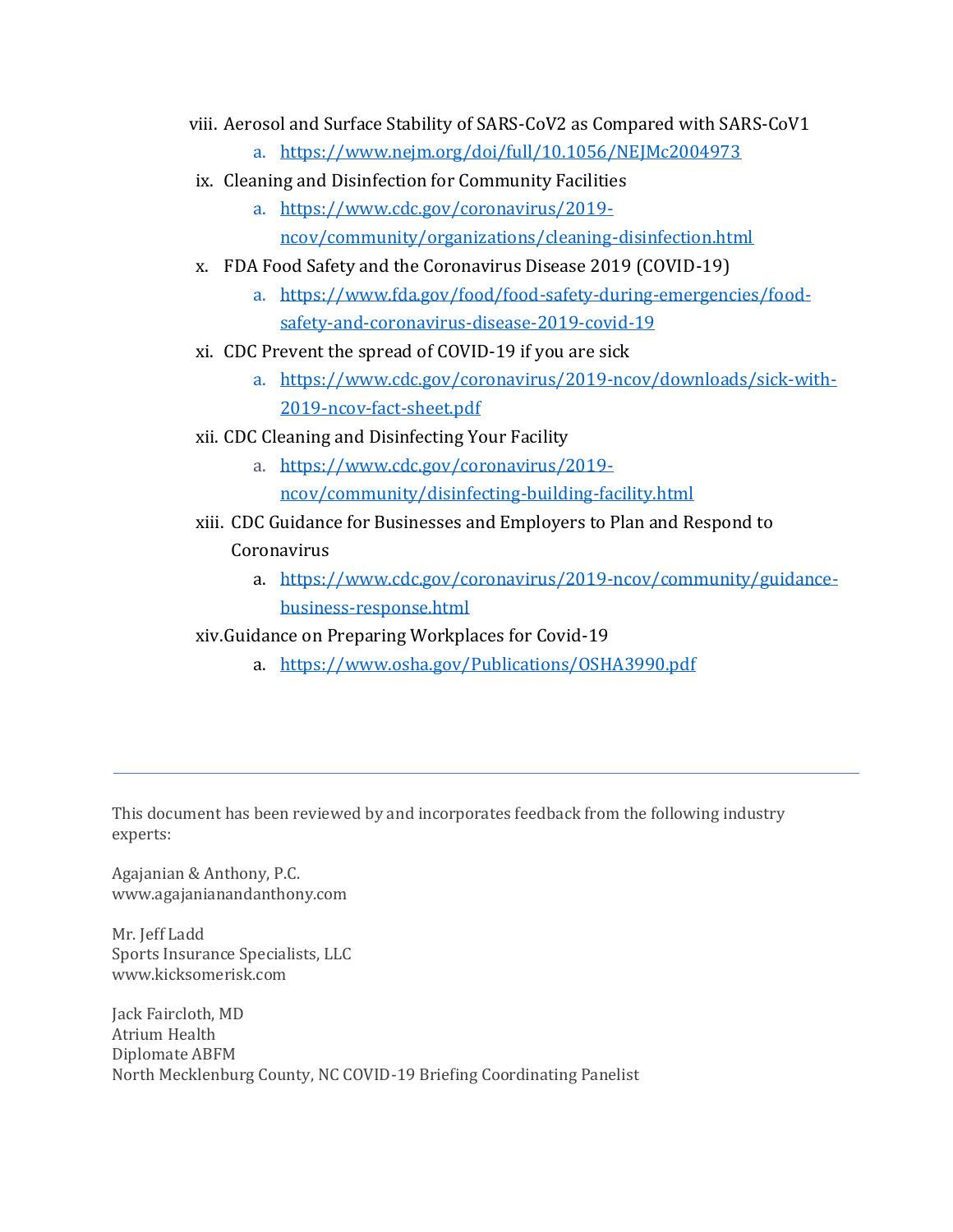viii. Aerosol and Surface Stability of SARS-CoV2 as Compared with SARS-CoV1
   a. https://www.nejm.org/doi/full/10.1056/NEJMc2004973

ix. Cleaning and Disinfection for Community Facilities
   a. https://www.cdc.gov/coronavirus/2019-ncov/community/organizations/cleaning-disinfection.html

x. FDA Food Safety and the Coronavirus Disease 2019 (COVID-19)
   a. https://www.fda.gov/food/food-safety-during-emergencies/food-safety-and-coronavirus-disease-2019-covid-19

xi. CDC Prevent the spread of COVID-19 if you are sick
   a. https://www.cdc.gov/coronavirus/2019-ncov/downloads/sick-with-2019-ncov-fact-sheet.pdf

xii. CDC Cleaning and Disinfecting Your Facility
   a. https://www.cdc.gov/coronavirus/2019-ncov/community/disinfecting-building-facility.html

xiii. CDC Guidance for Businesses and Employers to Plan and Respond to Coronavirus
   a. https://www.cdc.gov/coronavirus/2019-ncov/community/guidance-business-response.html

xiv. Guidance on Preparing Workplaces for Covid-19
   a. https://www.osha.gov/Publications/OSHA3990.pdf

---

This document has been reviewed by and incorporates feedback from the following industry experts:

Agajanian & Anthony, P.C.
www.agajanianandanthony.com

Mr. Jeff Ladd
Sports Insurance Specialists, LLC
www.kicksomerisk.com

Jack Faircloth, MD
Atrium Health
Diplomate ABFM
North Mecklenburg County, NC COVID-19 Briefing Coordinating Panelist